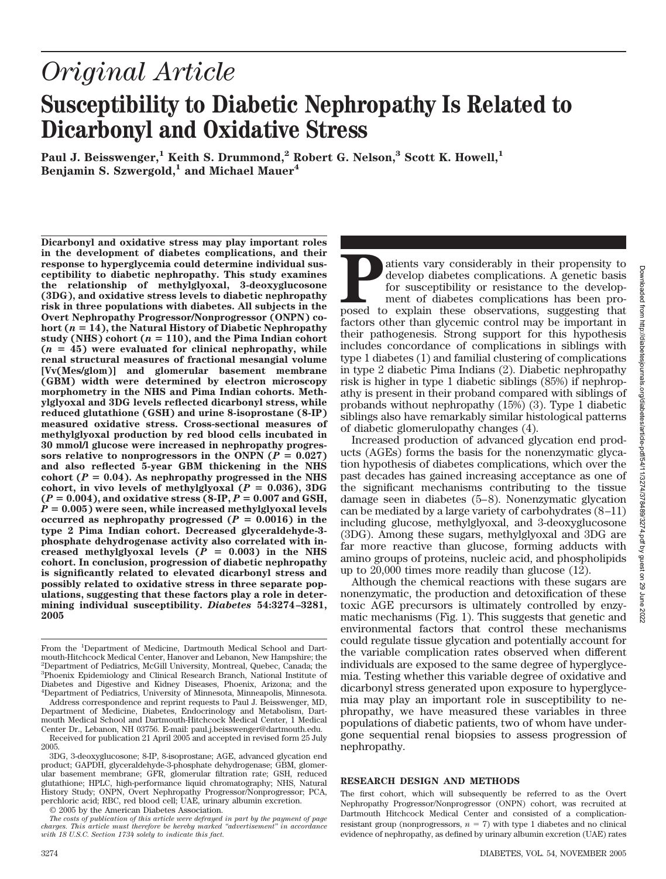# Original Article

# Susceptibility to Diabetic Nephropathy Is Related to Dicarbonyl and Oxidative Stress

**Paul J. Beisswenger,[1] Keith S. Drummond,[2] Robert G. Nelson,[3] Scott K. Howell,[1] Benjamin S. Szwergold,[1] and Michael Mauer[4]**

**Dicarbonyl and oxidative stress may play important roles in the development of diabetes complications, and their response to hyperglycemia could determine individual susceptibility to diabetic nephropathy. This study examines the relationship of methylglyoxal, 3-deoxyglucosone (3DG), and oxidative stress levels to diabetic nephropathy risk in three populations with diabetes. All subjects in the Overt Nephropathy Progressor/Nonprogressor (ONPN) cohort ($n$ = 14), the Natural History of Diabetic Nephropathy study (NHS) cohort ($n$ = 110), and the Pima Indian cohort ($n$ = 45) were evaluated for clinical nephropathy, while renal structural measures of fractional mesangial volume [Vv(Mes/glom)] and glomerular basement membrane (GBM) width were determined by electron microscopy morphometry in the NHS and Pima Indian cohorts. Methylglyoxal and 3DG levels reflected dicarbonyl stress, while reduced glutathione (GSH) and urine 8-isoprostane (8-IP) measured oxidative stress. Cross-sectional measures of methylglyoxal production by red blood cells incubated in 30 mmol/l glucose were increased in nephropathy progressors relative to nonprogressors in the ONPN ($P$ = 0.027) and also reflected 5-year GBM thickening in the NHS cohort ($P$ = 0.04). As nephropathy progressed in the NHS cohort, in vivo levels of methylglyoxal ($P$ = 0.036), 3DG ($P$ = 0.004), and oxidative stress (8-IP, $P$ = 0.007 and GSH, $P$ = 0.005) were seen, while increased methylglyoxal levels occurred as nephropathy progressed ($P$ = 0.0016) in the type 2 Pima Indian cohort. Decreased glyceraldehyde-3-phosphate dehydrogenase activity also correlated with increased methylglyoxal levels ($P$ = 0.003) in the NHS cohort. In conclusion, progression of diabetic nephropathy is significantly related to elevated dicarbonyl stress and possibly related to oxidative stress in three separate populations, suggesting that these factors play a role in determining individual susceptibility. *Diabetes* 54:3274–3281, 2005**

From the [1]Department of Medicine, Dartmouth Medical School and Dartmouth-Hitchcock Medical Center, Hanover and Lebanon, New Hampshire; the [2]Department of Pediatrics, McGill University, Montreal, Quebec, Canada; the [3]Phoenix Epidemiology and Clinical Research Branch, National Institute of Diabetes and Digestive and Kidney Diseases, Phoenix, Arizona; and the [4]Department of Pediatrics, University of Minnesota, Minneapolis, Minnesota.

Address correspondence and reprint requests to Paul J. Beisswenger, MD, Department of Medicine, Diabetes, Endocrinology and Metabolism, Dartmouth Medical School and Dartmouth-Hitchcock Medical Center, 1 Medical Center Dr., Lebanon, NH 03756. E-mail: paul.j.beisswenger@dartmouth.edu.

Received for publication 21 April 2005 and accepted in revised form 25 July 2005.

3DG, 3-deoxyglucosone; 8-IP, 8-isoprostane; AGE, advanced glycation end product; GAPDH, glyceraldehyde-3-phosphate dehydrogenase; GBM, glomerular basement membrane; GFR, glomerular filtration rate; GSH, reduced glutathione; HPLC, high-performance liquid chromatography; NHS, Natural History Study; ONPN, Overt Nephropathy Progressor/Nonprogressor; PCA, perchloric acid; RBC, red blood cell; UAE, urinary albumin excretion.

© 2005 by the American Diabetes Association.

*The costs of publication of this article were defrayed in part by the payment of page charges. This article must therefore be hereby marked "advertisement" in accordance with 18 U.S.C. Section 1734 solely to indicate this fact.*

Patients vary considerably in their propensity to develop diabetes complications. A genetic basis for susceptibility or resistance to the development of diabetes complications has been proposed to explain these observations, suggesting that factors other than glycemic control may be important in their pathogenesis. Strong support for this hypothesis includes concordance of complications in siblings with type 1 diabetes (1) and familial clustering of complications in type 2 diabetic Pima Indians (2). Diabetic nephropathy risk is higher in type 1 diabetic siblings (85%) if nephropathy is present in their proband compared with siblings of probands without nephropathy (15%) (3). Type 1 diabetic siblings also have remarkably similar histological patterns of diabetic glomerulopathy changes (4).

Increased production of advanced glycation end products (AGEs) forms the basis for the nonenzymatic glycation hypothesis of diabetes complications, which over the past decades has gained increasing acceptance as one of the significant mechanisms contributing to the tissue damage seen in diabetes (5–8). Nonenzymatic glycation can be mediated by a large variety of carbohydrates (8–11) including glucose, methylglyoxal, and 3-deoxyglucosone (3DG). Among these sugars, methylglyoxal and 3DG are far more reactive than glucose, forming adducts with amino groups of proteins, nucleic acid, and phospholipids up to 20,000 times more readily than glucose (12).

Although the chemical reactions with these sugars are nonenzymatic, the production and detoxification of these toxic AGE precursors is ultimately controlled by enzymatic mechanisms (Fig. 1). This suggests that genetic and environmental factors that control these mechanisms could regulate tissue glycation and potentially account for the variable complication rates observed when different individuals are exposed to the same degree of hyperglycemia. Testing whether this variable degree of oxidative and dicarbonyl stress generated upon exposure to hyperglycemia may play an important role in susceptibility to nephropathy, we have measured these variables in three populations of diabetic patients, two of whom have undergone sequential renal biopsies to assess progression of nephropathy.

## RESEARCH DESIGN AND METHODS

The first cohort, which will subsequently be referred to as the Overt Nephropathy Progressor/Nonprogressor (ONPN) cohort, was recruited at Dartmouth Hitchcock Medical Center and consisted of a complication-resistant group (nonprogressors, $n$ = 7) with type 1 diabetes and no clinical evidence of nephropathy, as defined by urinary albumin excretion (UAE) rates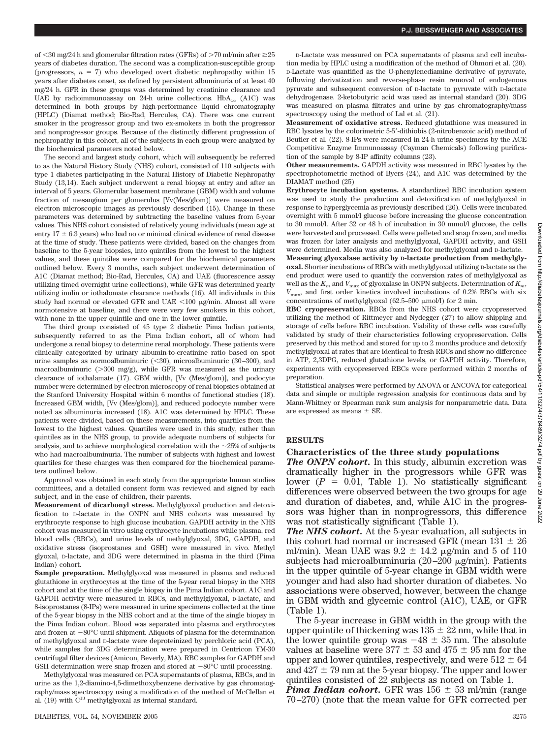of <30 mg/24 h and glomerular filtration rates (GFRs) of >70 ml/min after ≥25 years of diabetes duration. The second was a complication-susceptible group (progressors, $n = 7$) who developed overt diabetic nephropathy within 15 years after diabetes onset, as defined by persistent albuminuria of at least 40 mg/24 h. GFR in these groups was determined by creatinine clearance and UAE by radioimmunoassay on 24-h urine collections. $HbA_{1c}$ (A1C) was determined in both groups by high-performance liquid chromatography (HPLC) (Diamat method; Bio-Rad, Hercules, CA). There was one current smoker in the progressor group and two ex-smokers in both the progressor and nonprogressor groups. Because of the distinctly different progression of nephropathy in this cohort, all of the subjects in each group were analyzed by the biochemical parameters noted below.

The second and largest study cohort, which will subsequently be referred to as the Natural History Study (NHS) cohort, consisted of 110 subjects with type 1 diabetes participating in the Natural History of Diabetic Nephropathy Study (13,14). Each subject underwent a renal biopsy at entry and after an interval of 5 years. Glomerular basement membrane (GBM) width and volume fraction of mesangium per glomerulus [Vv(Mes/glom)] were measured on electron microscopic images as previously described (15). Change in these parameters was determined by subtracting the baseline values from 5-year values. This NHS cohort consisted of relatively young individuals (mean age at entry 17 ± 6.3 years) who had no or minimal clinical evidence of renal disease at the time of study. These patients were divided, based on the changes from baseline to the 5-year biopsies, into quintiles from the lowest to the highest values, and these quintiles were compared for the biochemical parameters outlined below. Every 3 months, each subject underwent determination of A1C (Diamat method; Bio-Rad, Hercules, CA) and UAE (fluorescence assay utilizing timed overnight urine collections), while GFR was determined yearly utilizing inulin or iothalamate clearance methods (16). All individuals in this study had normal or elevated GFR and UAE <100 μg/min. Almost all were normotensive at baseline, and there were very few smokers in this cohort, with none in the upper quintile and one in the lower quintile.

The third group consisted of 45 type 2 diabetic Pima Indian patients, subsequently referred to as the Pima Indian cohort, all of whom had undergone a renal biopsy to determine renal morphology. These patients were clinically categorized by urinary albumin-to-creatinine ratio based on spot urine samples as normoalbuminuric (<30), microalbuminuric (30–300), and macroalbuminuric (>300 mg/g), while GFR was measured as the urinary clearance of iothalamate (17). GBM width, [Vv (Mes/glom)], and podocyte number were determined by electron microscopy of renal biopsies obtained at the Stanford University Hospital within 6 months of functional studies (18). Increased GBM width, [Vv (Mes/glom)], and reduced podocyte number were noted as albuminuria increased (18). A1C was determined by HPLC. These patients were divided, based on these measurements, into quartiles from the lowest to the highest values. Quartiles were used in this study, rather than quintiles as in the NHS group, to provide adequate numbers of subjects for analysis, and to achieve morphological correlation with the ~25% of subjects who had macroalbuminuria. The number of subjects with highest and lowest quartiles for these changes was then compared for the biochemical parameters outlined below.

Approval was obtained in each study from the appropriate human studies committees, and a detailed consent form was reviewed and signed by each subject, and in the case of children, their parents.

**Measurement of dicarbonyl stress.** Methylglyoxal production and detoxification to D-lactate in the ONPN and NHS cohorts was measured by erythrocyte response to high glucose incubation. GAPDH activity in the NHS cohort was measured in vitro using erythrocyte incubations while plasma, red blood cells (RBCs), and urine levels of methylglyoxal, 3DG, GAPDH, and oxidative stress (isoprostanes and GSH) were measured in vivo. Methyl glyoxal, D-lactate, and 3DG were determined in plasma in the third (Pima Indian) cohort.

**Sample preparation.** Methylglyoxal was measured in plasma and reduced glutathione in erythrocytes at the time of the 5-year renal biopsy in the NHS cohort and at the time of the single biopsy in the Pima Indian cohort. A1C and GAPDH activity were measured in RBCs, and methylglyoxal, D-lactate, and 8-isoprostanes (8-IPs) were measured in urine specimens collected at the time of the 5-year biopsy in the NHS cohort and at the time of the single biopsy in the Pima Indian cohort. Blood was separated into plasma and erythrocytes and frozen at −80°C until shipment. Aliquots of plasma for the determination of methylglyoxal and D-lactate were deproteinized by perchloric acid (PCA), while samples for 3DG determination were prepared in Centricon YM-30 centrifugal filter devices (Amicon, Beverly, MA). RBC samples for GAPDH and GSH determination were snap frozen and stored at −80°C until processing.

Methylglyoxal was measured on PCA supernatants of plasma, RBCs, and in urine as the 1,2-diamino-4,5-dimethoxybenzene derivative by gas chromatography/mass spectroscopy using a modification of the method of McClellan et al. (19) with $C^{13}$ methylglyoxal as internal standard.

D-Lactate was measured on PCA supernatants of plasma and cell incubation media by HPLC using a modification of the method of Ohmori et al. (20). D-Lactate was quantified as the O-phenylenediamine derivative of pyruvate, following derivatization and reverse-phase resin removal of endogenous pyruvate and subsequent conversion of D-lactate to pyruvate with D-lactate dehydrogenase. 2-ketobutyric acid was used as internal standard (20). 3DG was measured on plasma filtrates and urine by gas chromatography/mass spectroscopy using the method of Lal et al. (21).

**Measurement of oxidative stress.** Reduced glutathione was measured in RBC lysates by the colorimetric 5-5′-dithiobis (2-nitrobenzoic acid) method of Beutler et al. (22). 8-IPs were measured in 24-h urine specimens by the ACE Competitive Enzyme Immunoassay (Cayman Chemicals) following purification of the sample by 8-IP affinity columns (23).

**Other measurements.** GAPDH activity was measured in RBC lysates by the spectrophotometric method of Byers (24), and A1C was determined by the DIAMAT method (25)

**Erythrocyte incubation systems.** A standardized RBC incubation system was used to study the production and detoxification of methylglyoxal in response to hyperglycemia as previously described (26). Cells were incubated overnight with 5 mmol/l glucose before increasing the glucose concentration to 30 mmol/l. After 32 or 48 h of incubation in 30 mmol/l glucose, the cells were harvested and processed. Cells were pelleted and snap frozen, and media was frozen for later analysis and methylglyoxal, GAPDH activity, and GSH were determined. Media was also analyzed for methylglyoxal and D-lactate.

**Measuring glyoxalase activity by D-lactate production from methylglyoxal.** Shorter incubations of RBCs with methylglyoxal utilizing D-lactate as the end product were used to quantify the conversion rates of methylglyoxal as well as the $K_m$ and $V_{max}$ of glyoxalase in ONPN subjects. Determination of $K_m$, $V_{max}$, and first order kinetics involved incubations of 0.2% RBCs with six concentrations of methylglyoxal (62.5–500 μmol/l) for 2 min.

**RBC cryopreservation.** RBCs from the NHS cohort were cryopreserved utilizing the method of Rittmeyer and Nydegger (27) to allow shipping and storage of cells before RBC incubation. Viability of these cells was carefully validated by study of their characteristics following cryopreservation. Cells preserved by this method and stored for up to 2 months produce and detoxify methylglyoxal at rates that are identical to fresh RBCs and show no difference in ATP, 2,3DPG, reduced glutathione levels, or GAPDH activity. Therefore, experiments with cryopreserved RBCs were performed within 2 months of preparation.

Statistical analyses were performed by ANOVA or ANCOVA for categorical data and simple or multiple regression analysis for continuous data and by Mann-Whitney or Spearman rank sum analysis for nonparametric data. Data are expressed as means ± SE.

## RESULTS

### Characteristics of the three study populations

***The ONPN cohort.*** In this study, albumin excretion was dramatically higher in the progressors while GFR was lower ($P = 0.01$, Table 1). No statistically significant differences were observed between the two groups for age and duration of diabetes, and, while A1C in the progressors was higher than in nonprogressors, this difference was not statistically significant (Table 1).

***The NHS cohort.*** At the 5-year evaluation, all subjects in this cohort had normal or increased GFR (mean 131 ± 26 ml/min). Mean UAE was 9.2 ± 14.2 μg/min and 5 of 110 subjects had microalbuminuria (20–200 μg/min). Patients in the upper quintile of 5-year change in GBM width were younger and had also had shorter duration of diabetes. No associations were observed, however, between the change in GBM width and glycemic control (A1C), UAE, or GFR (Table 1).

The 5-year increase in GBM width in the group with the upper quintile of thickening was 135 ± 22 nm, while that in the lower quintile group was −48 ± 35 nm. The absolute values at baseline were 377 ± 53 and 475 ± 95 nm for the upper and lower quintiles, respectively, and were 512 ± 64 and 427 ± 79 nm at the 5-year biopsy. The upper and lower quintiles consisted of 22 subjects as noted on Table 1.

***Pima Indian cohort.*** GFR was 156 ± 53 ml/min (range 70–270) (note that the mean value for GFR corrected per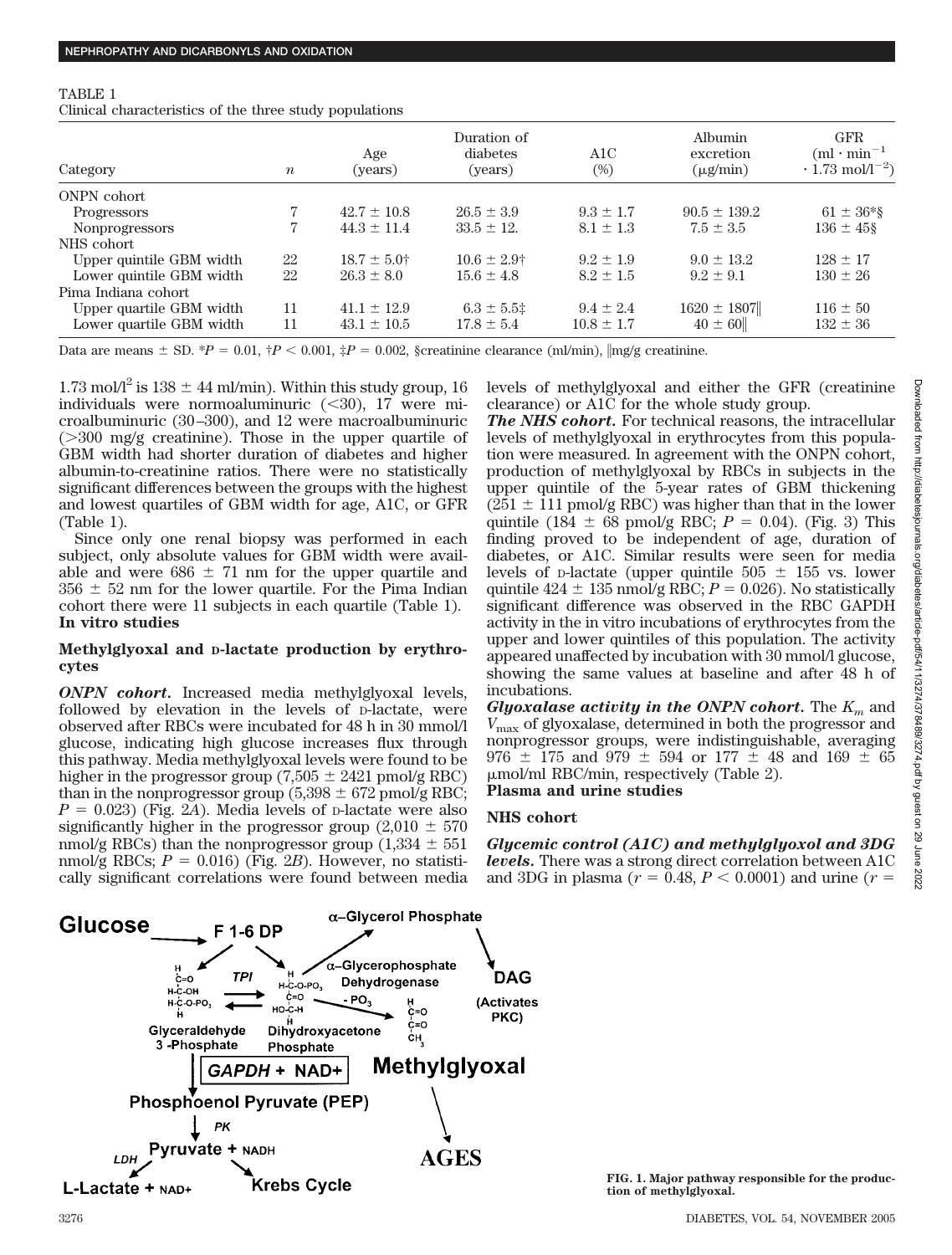TABLE 1
Clinical characteristics of the three study populations

| Category | $n$ | Age (years) | Duration of diabetes (years) | A1C (%) | Albumin excretion (μg/min) | GFR ($ml \cdot min^{-1} \cdot 1.73 mol/l^{-2}$) |
|---|---|---|---|---|---|---|
| ONPN cohort | | | | | | |
| Progressors | 7 | 42.7 ± 10.8 | 26.5 ± 3.9 | 9.3 ± 1.7 | 90.5 ± 139.2 | 61 ± 36*§ |
| Nonprogressors | 7 | 44.3 ± 11.4 | 33.5 ± 12. | 8.1 ± 1.3 | 7.5 ± 3.5 | 136 ± 45§ |
| NHS cohort | | | | | | |
| Upper quintile GBM width | 22 | 18.7 ± 5.0† | 10.6 ± 2.9† | 9.2 ± 1.9 | 9.0 ± 13.2 | 128 ± 17 |
| Lower quintile GBM width | 22 | 26.3 ± 8.0 | 15.6 ± 4.8 | 8.2 ± 1.5 | 9.2 ± 9.1 | 130 ± 26 |
| Pima Indiana cohort | | | | | | |
| Upper quartile GBM width | 11 | 41.1 ± 12.9 | 6.3 ± 5.5‡ | 9.4 ± 2.4 | 1620 ± 1807‖ | 116 ± 50 |
| Lower quartile GBM width | 11 | 43.1 ± 10.5 | 17.8 ± 5.4 | 10.8 ± 1.7 | 40 ± 60‖ | 132 ± 36 |

Data are means ± SD. *$P = 0.01$, †$P < 0.001$, ‡$P = 0.002$, §creatinine clearance (ml/min), ‖mg/g creatinine.

1.73 mol/l$^2$ is 138 ± 44 ml/min). Within this study group, 16 individuals were normoaluminuric (<30), 17 were microalbuminuric (30–300), and 12 were macroalbuminuric (>300 mg/g creatinine). Those in the upper quartile of GBM width had shorter duration of diabetes and higher albumin-to-creatinine ratios. There were no statistically significant differences between the groups with the highest and lowest quartiles of GBM width for age, A1C, or GFR (Table 1).

Since only one renal biopsy was performed in each subject, only absolute values for GBM width were available and were 686 ± 71 nm for the upper quartile and 356 ± 52 nm for the lower quartile. For the Pima Indian cohort there were 11 subjects in each quartile (Table 1).

**In vitro studies**

**Methylglyoxal and D-lactate production by erythrocytes**

***ONPN cohort.*** Increased media methylglyoxal levels, followed by elevation in the levels of D-lactate, were observed after RBCs were incubated for 48 h in 30 mmol/l glucose, indicating high glucose increases flux through this pathway. Media methylglyoxal levels were found to be higher in the progressor group (7,505 ± 2421 pmol/g RBC) than in the nonprogressor group (5,398 ± 672 pmol/g RBC; $P = 0.023$) (Fig. 2A). Media levels of D-lactate were also significantly higher in the progressor group (2,010 ± 570 nmol/g RBCs) than the nonprogressor group (1,334 ± 551 nmol/g RBCs; $P = 0.016$) (Fig. 2B). However, no statistically significant correlations were found between media levels of methylglyoxal and either the GFR (creatinine clearance) or A1C for the whole study group.

***The NHS cohort.*** For technical reasons, the intracellular levels of methylglyoxal in erythrocytes from this population were measured. In agreement with the ONPN cohort, production of methylglyoxal by RBCs in subjects in the upper quintile of the 5-year rates of GBM thickening (251 ± 111 pmol/g RBC) was higher than that in the lower quintile (184 ± 68 pmol/g RBC; $P = 0.04$). (Fig. 3) This finding proved to be independent of age, duration of diabetes, or A1C. Similar results were seen for media levels of D-lactate (upper quintile 505 ± 155 vs. lower quintile 424 ± 135 nmol/g RBC; $P = 0.026$). No statistically significant difference was observed in the RBC GAPDH activity in the in vitro incubations of erythrocytes from the upper and lower quintiles of this population. The activity appeared unaffected by incubation with 30 mmol/l glucose, showing the same values at baseline and after 48 h of incubations.

***Glyoxalase activity in the ONPN cohort.*** The $K_m$ and $V_{max}$ of glyoxalase, determined in both the progressor and nonprogressor groups, were indistinguishable, averaging 976 ± 175 and 979 ± 594 or 177 ± 48 and 169 ± 65 μmol/ml RBC/min, respectively (Table 2).

**Plasma and urine studies**

**NHS cohort**

***Glycemic control (A1C) and methylglyoxol and 3DG levels.*** There was a strong direct correlation between A1C and 3DG in plasma ($r = 0.48$, $P < 0.0001$) and urine ($r =$

FIG. 1. Major pathway responsible for the production of methylglyoxal.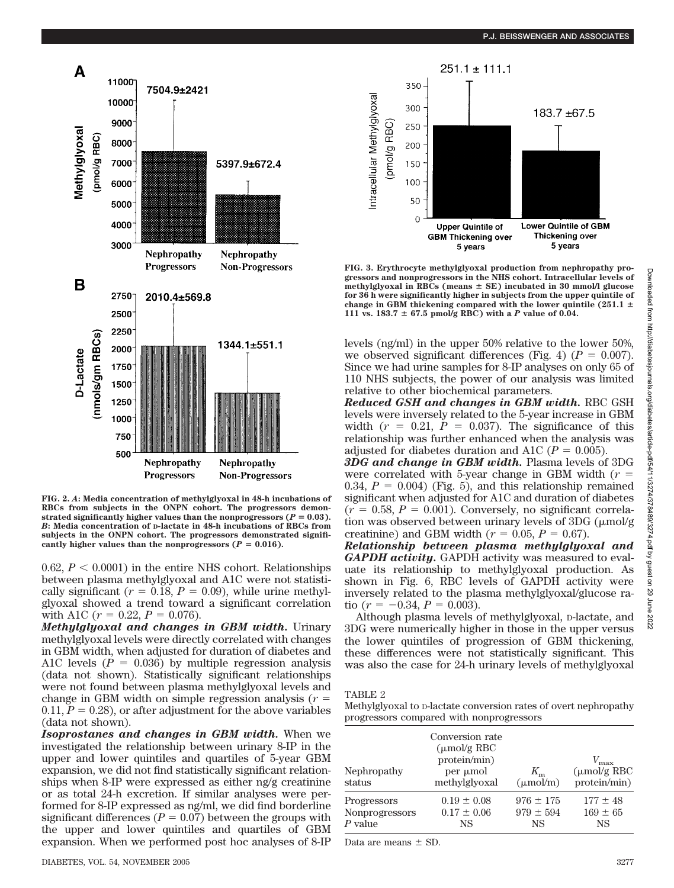FIG. 2. *A*: Media concentration of methylglyoxal in 48-h incubations of RBCs from subjects in the ONPN cohort. The progressors demonstrated significantly higher values than the nonprogressors ($P = 0.03$). *B*: Media concentration of D-lactate in 48-h incubations of RBCs from subjects in the ONPN cohort. The progressors demonstrated significantly higher values than the nonprogressors ($P = 0.016$).

0.62, $P < 0.0001$) in the entire NHS cohort. Relationships between plasma methylglyoxal and A1C were not statistically significant ($r = 0.18$, $P = 0.09$), while urine methylglyoxal showed a trend toward a significant correlation with A1C ($r = 0.22$, $P = 0.076$).

***Methylglyoxal and changes in GBM width.*** Urinary methylglyoxal levels were directly correlated with changes in GBM width, when adjusted for duration of diabetes and A1C levels ($P = 0.036$) by multiple regression analysis (data not shown). Statistically significant relationships were not found between plasma methylglyoxal levels and change in GBM width on simple regression analysis ($r = 0.11$, $P = 0.28$), or after adjustment for the above variables (data not shown).

***Isoprostanes and changes in GBM width.*** When we investigated the relationship between urinary 8-IP in the upper and lower quintiles and quartiles of 5-year GBM expansion, we did not find statistically significant relationships when 8-IP were expressed as either ng/g creatinine or as total 24-h excretion. If similar analyses were performed for 8-IP expressed as ng/ml, we did find borderline significant differences ($P = 0.07$) between the groups with the upper and lower quintiles and quartiles of GBM expansion. When we performed post hoc analyses of 8-IP levels (ng/ml) in the upper 50% relative to the lower 50%, we observed significant differences (Fig. 4) ($P = 0.007$). Since we had urine samples for 8-IP analyses on only 65 of 110 NHS subjects, the power of our analysis was limited relative to other biochemical parameters.

***Reduced GSH and changes in GBM width.*** RBC GSH levels were inversely related to the 5-year increase in GBM width ($r = 0.21$, $P = 0.037$). The significance of this relationship was further enhanced when the analysis was adjusted for diabetes duration and A1C ($P = 0.005$).

***3DG and change in GBM width.*** Plasma levels of 3DG were correlated with 5-year change in GBM width ($r = 0.34$, $P = 0.004$) (Fig. 5), and this relationship remained significant when adjusted for A1C and duration of diabetes ($r = 0.58$, $P = 0.001$). Conversely, no significant correlation was observed between urinary levels of 3DG (μmol/g creatinine) and GBM width ($r = 0.05$, $P = 0.67$).

***Relationship between plasma methylglyoxal and GAPDH activity.*** GAPDH activity was measured to evaluate its relationship to methylglyoxal production. As shown in Fig. 6, RBC levels of GAPDH activity were inversely related to the plasma methylglyoxal/glucose ratio ($r = -0.34$, $P = 0.003$).

Although plasma levels of methylglyoxal, D-lactate, and 3DG were numerically higher in those in the upper versus the lower quintiles of progression of GBM thickening, these differences were not statistically significant. This was also the case for 24-h urinary levels of methylglyoxal

FIG. 3. Erythrocyte methylglyoxal production from nephropathy progressors and nonprogressors in the NHS cohort. Intracellular levels of methylglyoxal in RBCs (means ± SE) incubated in 30 mmol/l glucose for 36 h were significantly higher in subjects from the upper quintile of change in GBM thickening compared with the lower quintile (251.1 ± 111 vs. 183.7 ± 67.5 pmol/g RBC) with a $P$ value of 0.04.

TABLE 2
Methylglyoxal to D-lactate conversion rates of overt nephropathy progressors compared with nonprogressors

| Nephropathy status | Conversion rate (μmol/g RBC protein/min) per μmol methylglyoxal | $K_m$ (μmol/m) | $V_{max}$ (μmol/g RBC protein/min) |
|---|---|---|---|
| Progressors | 0.19 ± 0.08 | 976 ± 175 | 177 ± 48 |
| Nonprogressors | 0.17 ± 0.06 | 979 ± 594 | 169 ± 65 |
| $P$ value | NS | NS | NS |

Data are means ± SD.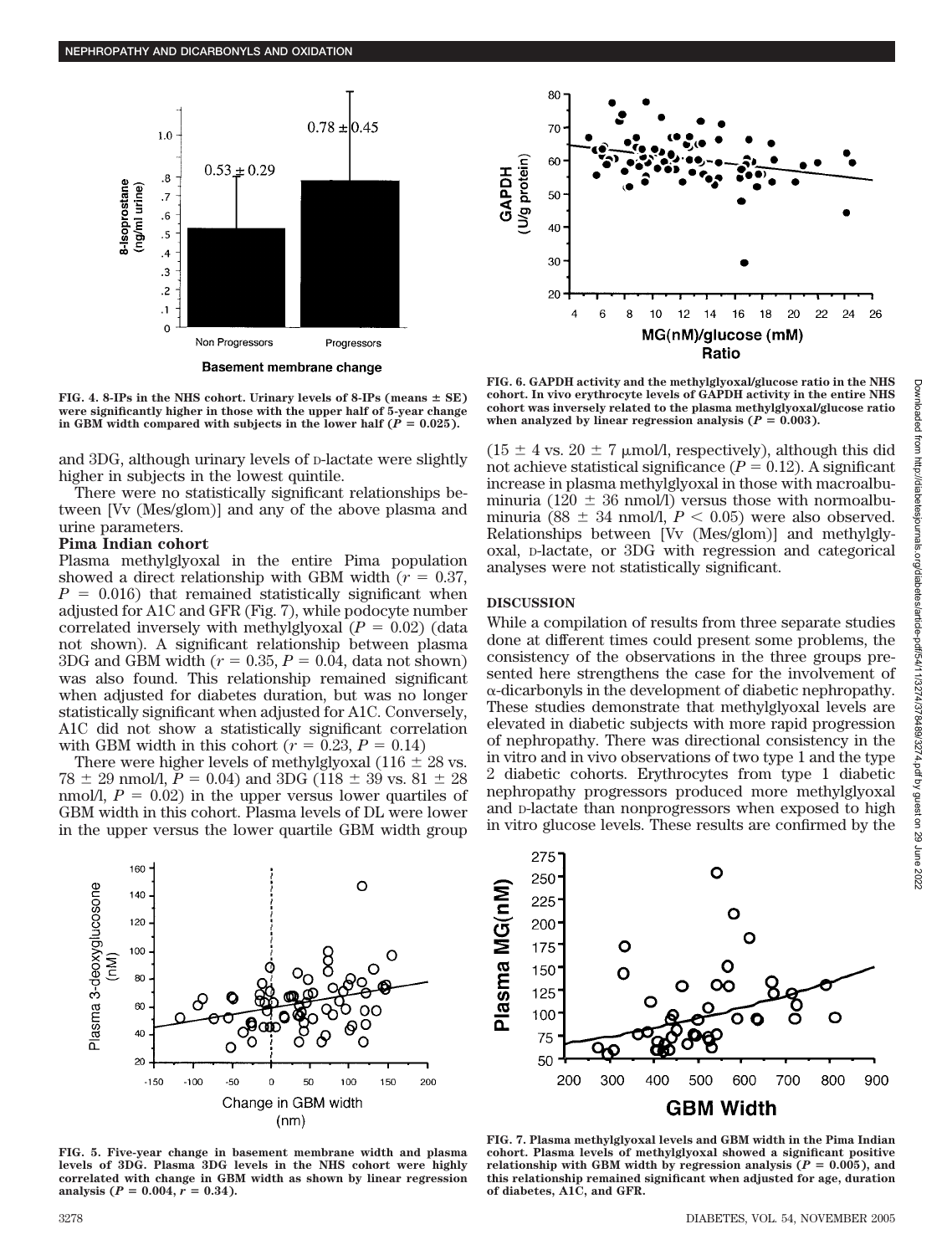FIG. 4. 8-IPs in the NHS cohort. Urinary levels of 8-IPs (means ± SE) were significantly higher in those with the upper half of 5-year change in GBM width compared with subjects in the lower half ($P = 0.025$).

FIG. 6. GAPDH activity and the methylglyoxal/glucose ratio in the NHS cohort. In vivo erythrocyte levels of GAPDH activity in the entire NHS cohort was inversely related to the plasma methylglyoxal/glucose ratio when analyzed by linear regression analysis ($P = 0.003$).

and 3DG, although urinary levels of D-lactate were slightly higher in subjects in the lowest quintile.

There were no statistically significant relationships between [Vv (Mes/glom)] and any of the above plasma and urine parameters.

### Pima Indian cohort

Plasma methylglyoxal in the entire Pima population showed a direct relationship with GBM width ($r = 0.37$, $P = 0.016$) that remained statistically significant when adjusted for A1C and GFR (Fig. 7), while podocyte number correlated inversely with methylglyoxal ($P = 0.02$) (data not shown). A significant relationship between plasma 3DG and GBM width ($r = 0.35$, $P = 0.04$, data not shown) was also found. This relationship remained significant when adjusted for diabetes duration, but was no longer statistically significant when adjusted for A1C. Conversely, A1C did not show a statistically significant correlation with GBM width in this cohort ($r = 0.23$, $P = 0.14$)

There were higher levels of methylglyoxal (116 ± 28 vs. 78 ± 29 nmol/l, $P = 0.04$) and 3DG (118 ± 39 vs. 81 ± 28 nmol/l, $P = 0.02$) in the upper versus lower quartiles of GBM width in this cohort. Plasma levels of DL were lower in the upper versus the lower quartile GBM width group (15 ± 4 vs. 20 ± 7 μmol/l, respectively), although this did not achieve statistical significance ($P = 0.12$). A significant increase in plasma methylglyoxal in those with macroalbuminuria (120 ± 36 nmol/l) versus those with normoalbuminuria (88 ± 34 nmol/l, $P < 0.05$) were also observed. Relationships between [Vv (Mes/glom)] and methylglyoxal, D-lactate, or 3DG with regression and categorical analyses were not statistically significant.

## DISCUSSION

While a compilation of results from three separate studies done at different times could present some problems, the consistency of the observations in the three groups presented here strengthens the case for the involvement of α-dicarbonyls in the development of diabetic nephropathy. These studies demonstrate that methylglyoxal levels are elevated in diabetic subjects with more rapid progression of nephropathy. There was directional consistency in the in vitro and in vivo observations of two type 1 and the type 2 diabetic cohorts. Erythrocytes from type 1 diabetic nephropathy progressors produced more methylglyoxal and D-lactate than nonprogressors when exposed to high in vitro glucose levels. These results are confirmed by the

FIG. 5. Five-year change in basement membrane width and plasma levels of 3DG. Plasma 3DG levels in the NHS cohort were highly correlated with change in GBM width as shown by linear regression analysis ($P = 0.004$, $r = 0.34$).

FIG. 7. Plasma methylglyoxal levels and GBM width in the Pima Indian cohort. Plasma levels of methylglyoxal showed a significant positive relationship with GBM width by regression analysis ($P = 0.005$), and this relationship remained significant when adjusted for age, duration of diabetes, A1C, and GFR.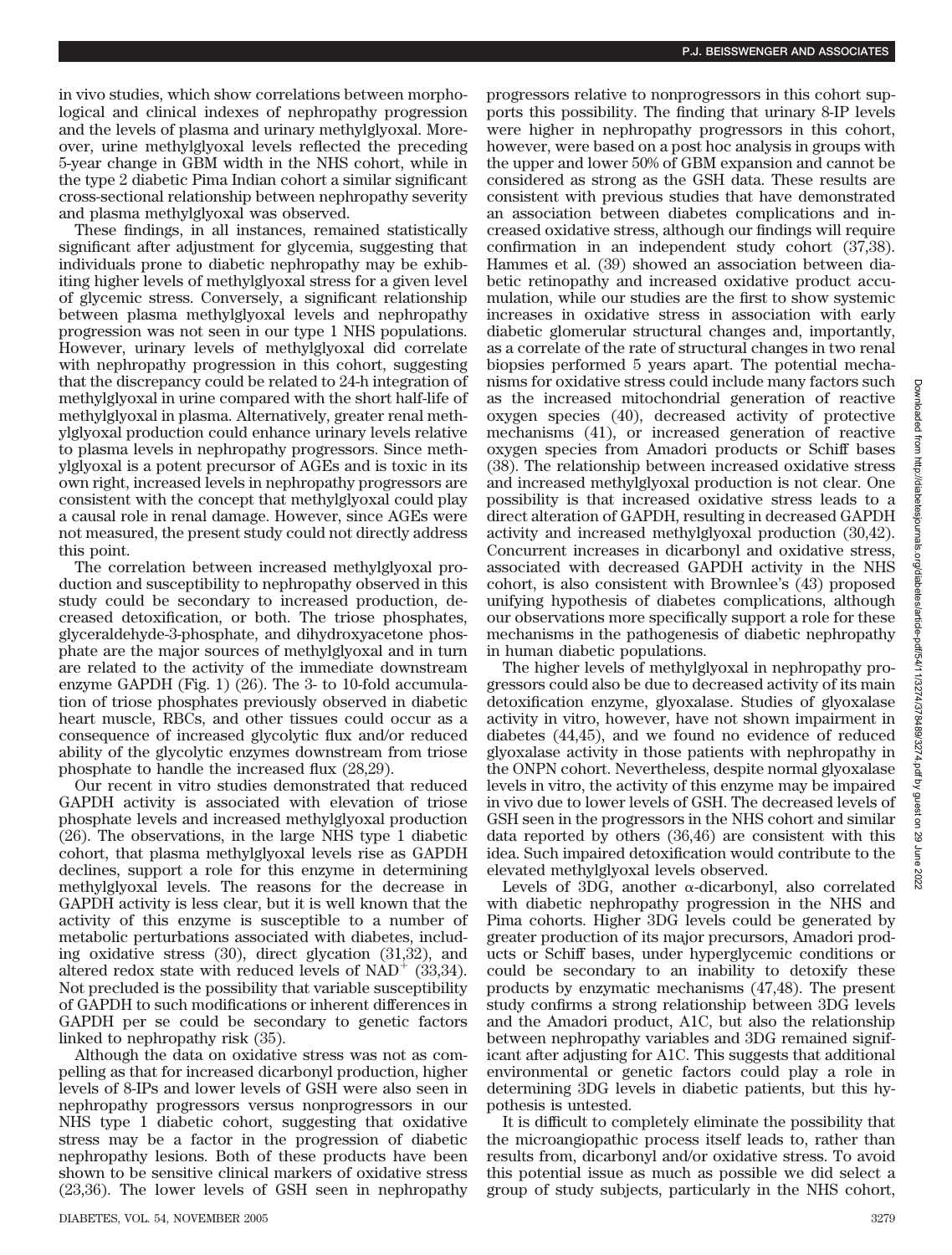in vivo studies, which show correlations between morphological and clinical indexes of nephropathy progression and the levels of plasma and urinary methylglyoxal. Moreover, urine methylglyoxal levels reflected the preceding 5-year change in GBM width in the NHS cohort, while in the type 2 diabetic Pima Indian cohort a similar significant cross-sectional relationship between nephropathy severity and plasma methylglyoxal was observed.

These findings, in all instances, remained statistically significant after adjustment for glycemia, suggesting that individuals prone to diabetic nephropathy may be exhibiting higher levels of methylglyoxal stress for a given level of glycemic stress. Conversely, a significant relationship between plasma methylglyoxal levels and nephropathy progression was not seen in our type 1 NHS populations. However, urinary levels of methylglyoxal did correlate with nephropathy progression in this cohort, suggesting that the discrepancy could be related to 24-h integration of methylglyoxal in urine compared with the short half-life of methylglyoxal in plasma. Alternatively, greater renal methylglyoxal production could enhance urinary levels relative to plasma levels in nephropathy progressors. Since methylglyoxal is a potent precursor of AGEs and is toxic in its own right, increased levels in nephropathy progressors are consistent with the concept that methylglyoxal could play a causal role in renal damage. However, since AGEs were not measured, the present study could not directly address this point.

The correlation between increased methylglyoxal production and susceptibility to nephropathy observed in this study could be secondary to increased production, decreased detoxification, or both. The triose phosphates, glyceraldehyde-3-phosphate, and dihydroxyacetone phosphate are the major sources of methylglyoxal and in turn are related to the activity of the immediate downstream enzyme GAPDH (Fig. 1) (26). The 3- to 10-fold accumulation of triose phosphates previously observed in diabetic heart muscle, RBCs, and other tissues could occur as a consequence of increased glycolytic flux and/or reduced ability of the glycolytic enzymes downstream from triose phosphate to handle the increased flux (28,29).

Our recent in vitro studies demonstrated that reduced GAPDH activity is associated with elevation of triose phosphate levels and increased methylglyoxal production (26). The observations, in the large NHS type 1 diabetic cohort, that plasma methylglyoxal levels rise as GAPDH declines, support a role for this enzyme in determining methylglyoxal levels. The reasons for the decrease in GAPDH activity is less clear, but it is well known that the activity of this enzyme is susceptible to a number of metabolic perturbations associated with diabetes, including oxidative stress (30), direct glycation (31,32), and altered redox state with reduced levels of $NAD^+$ (33,34). Not precluded is the possibility that variable susceptibility of GAPDH to such modifications or inherent differences in GAPDH per se could be secondary to genetic factors linked to nephropathy risk (35).

Although the data on oxidative stress was not as compelling as that for increased dicarbonyl production, higher levels of 8-IPs and lower levels of GSH were also seen in nephropathy progressors versus nonprogressors in our NHS type 1 diabetic cohort, suggesting that oxidative stress may be a factor in the progression of diabetic nephropathy lesions. Both of these products have been shown to be sensitive clinical markers of oxidative stress (23,36). The lower levels of GSH seen in nephropathy progressors relative to nonprogressors in this cohort supports this possibility. The finding that urinary 8-IP levels were higher in nephropathy progressors in this cohort, however, were based on a post hoc analysis in groups with the upper and lower 50% of GBM expansion and cannot be considered as strong as the GSH data. These results are consistent with previous studies that have demonstrated an association between diabetes complications and increased oxidative stress, although our findings will require confirmation in an independent study cohort (37,38). Hammes et al. (39) showed an association between diabetic retinopathy and increased oxidative product accumulation, while our studies are the first to show systemic increases in oxidative stress in association with early diabetic glomerular structural changes and, importantly, as a correlate of the rate of structural changes in two renal biopsies performed 5 years apart. The potential mechanisms for oxidative stress could include many factors such as the increased mitochondrial generation of reactive oxygen species (40), decreased activity of protective mechanisms (41), or increased generation of reactive oxygen species from Amadori products or Schiff bases (38). The relationship between increased oxidative stress and increased methylglyoxal production is not clear. One possibility is that increased oxidative stress leads to a direct alteration of GAPDH, resulting in decreased GAPDH activity and increased methylglyoxal production (30,42). Concurrent increases in dicarbonyl and oxidative stress, associated with decreased GAPDH activity in the NHS cohort, is also consistent with Brownlee's (43) proposed unifying hypothesis of diabetes complications, although our observations more specifically support a role for these mechanisms in the pathogenesis of diabetic nephropathy in human diabetic populations.

The higher levels of methylglyoxal in nephropathy progressors could also be due to decreased activity of its main detoxification enzyme, glyoxalase. Studies of glyoxalase activity in vitro, however, have not shown impairment in diabetes (44,45), and we found no evidence of reduced glyoxalase activity in those patients with nephropathy in the ONPN cohort. Nevertheless, despite normal glyoxalase levels in vitro, the activity of this enzyme may be impaired in vivo due to lower levels of GSH. The decreased levels of GSH seen in the progressors in the NHS cohort and similar data reported by others (36,46) are consistent with this idea. Such impaired detoxification would contribute to the elevated methylglyoxal levels observed.

Levels of 3DG, another α-dicarbonyl, also correlated with diabetic nephropathy progression in the NHS and Pima cohorts. Higher 3DG levels could be generated by greater production of its major precursors, Amadori products or Schiff bases, under hyperglycemic conditions or could be secondary to an inability to detoxify these products by enzymatic mechanisms (47,48). The present study confirms a strong relationship between 3DG levels and the Amadori product, A1C, but also the relationship between nephropathy variables and 3DG remained significant after adjusting for A1C. This suggests that additional environmental or genetic factors could play a role in determining 3DG levels in diabetic patients, but this hypothesis is untested.

It is difficult to completely eliminate the possibility that the microangiopathic process itself leads to, rather than results from, dicarbonyl and/or oxidative stress. To avoid this potential issue as much as possible we did select a group of study subjects, particularly in the NHS cohort,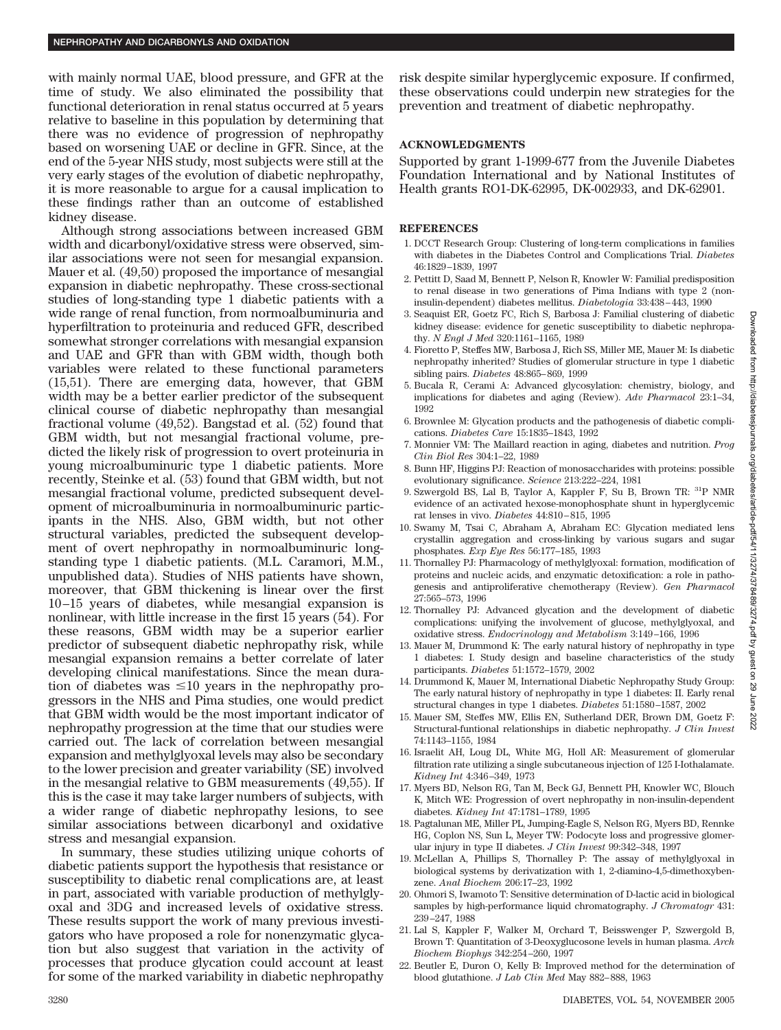with mainly normal UAE, blood pressure, and GFR at the time of study. We also eliminated the possibility that functional deterioration in renal status occurred at 5 years relative to baseline in this population by determining that there was no evidence of progression of nephropathy based on worsening UAE or decline in GFR. Since, at the end of the 5-year NHS study, most subjects were still at the very early stages of the evolution of diabetic nephropathy, it is more reasonable to argue for a causal implication to these findings rather than an outcome of established kidney disease.

Although strong associations between increased GBM width and dicarbonyl/oxidative stress were observed, similar associations were not seen for mesangial expansion. Mauer et al. (49,50) proposed the importance of mesangial expansion in diabetic nephropathy. These cross-sectional studies of long-standing type 1 diabetic patients with a wide range of renal function, from normoalbuminuria and hyperfiltration to proteinuria and reduced GFR, described somewhat stronger correlations with mesangial expansion and UAE and GFR than with GBM width, though both variables were related to these functional parameters (15,51). There are emerging data, however, that GBM width may be a better earlier predictor of the subsequent clinical course of diabetic nephropathy than mesangial fractional volume (49,52). Bangstad et al. (52) found that GBM width, but not mesangial fractional volume, predicted the likely risk of progression to overt proteinuria in young microalbuminuric type 1 diabetic patients. More recently, Steinke et al. (53) found that GBM width, but not mesangial fractional volume, predicted subsequent development of microalbuminuria in normoalbuminuric participants in the NHS. Also, GBM width, but not other structural variables, predicted the subsequent development of overt nephropathy in normoalbuminuric long-standing type 1 diabetic patients. (M.L. Caramori, M.M., unpublished data). Studies of NHS patients have shown, moreover, that GBM thickening is linear over the first 10–15 years of diabetes, while mesangial expansion is nonlinear, with little increase in the first 15 years (54). For these reasons, GBM width may be a superior earlier predictor of subsequent diabetic nephropathy risk, while mesangial expansion remains a better correlate of later developing clinical manifestations. Since the mean duration of diabetes was $\leq$10 years in the nephropathy progressors in the NHS and Pima studies, one would predict that GBM width would be the most important indicator of nephropathy progression at the time that our studies were carried out. The lack of correlation between mesangial expansion and methylglyoxal levels may also be secondary to the lower precision and greater variability (SE) involved in the mesangial relative to GBM measurements (49,55). If this is the case it may take larger numbers of subjects, with a wider range of diabetic nephropathy lesions, to see similar associations between dicarbonyl and oxidative stress and mesangial expansion.

In summary, these studies utilizing unique cohorts of diabetic patients support the hypothesis that resistance or susceptibility to diabetic renal complications are, at least in part, associated with variable production of methylglyoxal and 3DG and increased levels of oxidative stress. These results support the work of many previous investigators who have proposed a role for nonenzymatic glycation but also suggest that variation in the activity of processes that produce glycation could account at least for some of the marked variability in diabetic nephropathy risk despite similar hyperglycemic exposure. If confirmed, these observations could underpin new strategies for the prevention and treatment of diabetic nephropathy.

## ACKNOWLEDGMENTS

Supported by grant 1-1999-677 from the Juvenile Diabetes Foundation International and by National Institutes of Health grants RO1-DK-62995, DK-002933, and DK-62901.

## REFERENCES

1. DCCT Research Group: Clustering of long-term complications in families with diabetes in the Diabetes Control and Complications Trial. *Diabetes* 46:1829–1839, 1997
2. Pettitt D, Saad M, Bennett P, Nelson R, Knowler W: Familial predisposition to renal disease in two generations of Pima Indians with type 2 (non-insulin-dependent) diabetes mellitus. *Diabetologia* 33:438–443, 1990
3. Seaquist ER, Goetz FC, Rich S, Barbosa J: Familial clustering of diabetic kidney disease: evidence for genetic susceptibility to diabetic nephropathy. *N Engl J Med* 320:1161–1165, 1989
4. Fioretto P, Steffes MW, Barbosa J, Rich SS, Miller ME, Mauer M: Is diabetic nephropathy inherited? Studies of glomerular structure in type 1 diabetic sibling pairs. *Diabetes* 48:865–869, 1999
5. Bucala R, Cerami A: Advanced glycosylation: chemistry, biology, and implications for diabetes and aging (Review). *Adv Pharmacol* 23:1–34, 1992
6. Brownlee M: Glycation products and the pathogenesis of diabetic complications. *Diabetes Care* 15:1835–1843, 1992
7. Monnier VM: The Maillard reaction in aging, diabetes and nutrition. *Prog Clin Biol Res* 304:1–22, 1989
8. Bunn HF, Higgins PJ: Reaction of monosaccharides with proteins: possible evolutionary significance. *Science* 213:222–224, 1981
9. Szwergold BS, Lal B, Taylor A, Kappler F, Su B, Brown TR: $^{31}$P NMR evidence of an activated hexose-monophosphate shunt in hyperglycemic rat lenses in vivo. *Diabetes* 44:810–815, 1995
10. Swamy M, Tsai C, Abraham A, Abraham EC: Glycation mediated lens crystallin aggregation and cross-linking by various sugars and sugar phosphates. *Exp Eye Res* 56:177–185, 1993
11. Thornalley PJ: Pharmacology of methylglyoxal: formation, modification of proteins and nucleic acids, and enzymatic detoxification: a role in pathogenesis and antiproliferative chemotherapy (Review). *Gen Pharmacol* 27:565–573, 1996
12. Thornalley PJ: Advanced glycation and the development of diabetic complications: unifying the involvement of glucose, methylglyoxal, and oxidative stress. *Endocrinology and Metabolism* 3:149–166, 1996
13. Mauer M, Drummond K: The early natural history of nephropathy in type 1 diabetes: I. Study design and baseline characteristics of the study participants. *Diabetes* 51:1572–1579, 2002
14. Drummond K, Mauer M, International Diabetic Nephropathy Study Group: The early natural history of nephropathy in type 1 diabetes: II. Early renal structural changes in type 1 diabetes. *Diabetes* 51:1580–1587, 2002
15. Mauer SM, Steffes MW, Ellis EN, Sutherland DER, Brown DM, Goetz F: Structural-funtional relationships in diabetic nephropathy. *J Clin Invest* 74:1143–1155, 1984
16. Israelit AH, Loug DL, White MG, Holl AR: Measurement of glomerular filtration rate utilizing a single subcutaneous injection of 125 I-Iothalamate. *Kidney Int* 4:346–349, 1973
17. Myers BD, Nelson RG, Tan M, Beck GJ, Bennett PH, Knowler WC, Blouch K, Mitch WE: Progression of overt nephropathy in non-insulin-dependent diabetes. *Kidney Int* 47:1781–1789, 1995
18. Pagtalunan ME, Miller PL, Jumping-Eagle S, Nelson RG, Myers BD, Rennke HG, Coplon NS, Sun L, Meyer TW: Podocyte loss and progressive glomerular injury in type II diabetes. *J Clin Invest* 99:342–348, 1997
19. McLellan A, Phillips S, Thornalley P: The assay of methylglyoxal in biological systems by derivatization with 1, 2-diamino-4,5-dimethoxybenzene. *Anal Biochem* 206:17–23, 1992
20. Ohmori S, Iwamoto T: Sensitive determination of D-lactic acid in biological samples by high-performance liquid chromatography. *J Chromatogr* 431: 239–247, 1988
21. Lal S, Kappler F, Walker M, Orchard T, Beisswenger P, Szwergold B, Brown T: Quantitation of 3-Deoxyglucosone levels in human plasma. *Arch Biochem Biophys* 342:254–260, 1997
22. Beutler E, Duron O, Kelly B: Improved method for the determination of blood glutathione. *J Lab Clin Med* May 882–888, 1963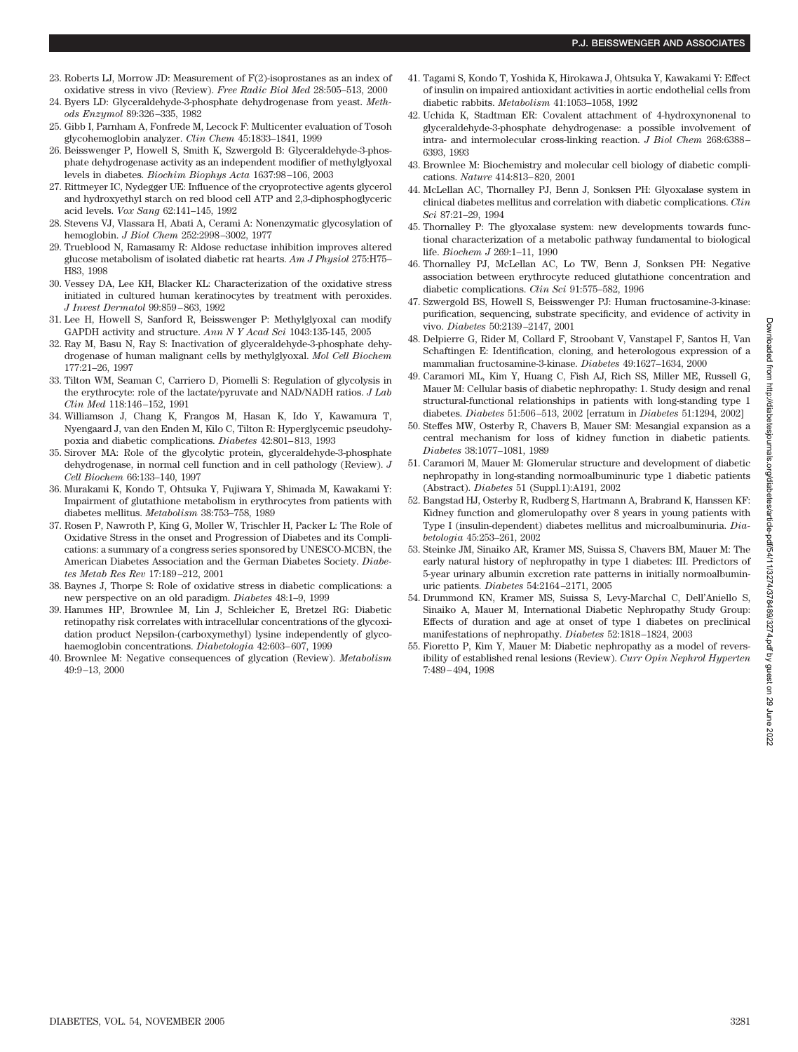23. Roberts LJ, Morrow JD: Measurement of F(2)-isoprostanes as an index of oxidative stress in vivo (Review). *Free Radic Biol Med* 28:505–513, 2000
24. Byers LD: Glyceraldehyde-3-phosphate dehydrogenase from yeast. *Methods Enzymol* 89:326–335, 1982
25. Gibb I, Parnham A, Fonfrede M, Lecock F: Multicenter evaluation of Tosoh glycohemoglobin analyzer. *Clin Chem* 45:1833–1841, 1999
26. Beisswenger P, Howell S, Smith K, Szwergold B: Glyceraldehyde-3-phosphate dehydrogenase activity as an independent modifier of methylglyoxal levels in diabetes. *Biochim Biophys Acta* 1637:98–106, 2003
27. Rittmeyer IC, Nydegger UE: Influence of the cryoprotective agents glycerol and hydroxyethyl starch on red blood cell ATP and 2,3-diphosphoglyceric acid levels. *Vox Sang* 62:141–145, 1992
28. Stevens VJ, Vlassara H, Abati A, Cerami A: Nonenzymatic glycosylation of hemoglobin. *J Biol Chem* 252:2998–3002, 1977
29. Trueblood N, Ramasamy R: Aldose reductase inhibition improves altered glucose metabolism of isolated diabetic rat hearts. *Am J Physiol* 275:H75–H83, 1998
30. Vessey DA, Lee KH, Blacker KL: Characterization of the oxidative stress initiated in cultured human keratinocytes by treatment with peroxides. *J Invest Dermatol* 99:859–863, 1992
31. Lee H, Howell S, Sanford R, Beisswenger P: Methylglyoxal can modify GAPDH activity and structure. *Ann N Y Acad Sci* 1043:135-145, 2005
32. Ray M, Basu N, Ray S: Inactivation of glyceraldehyde-3-phosphate dehydrogenase of human malignant cells by methylglyoxal. *Mol Cell Biochem* 177:21–26, 1997
33. Tilton WM, Seaman C, Carriero D, Piomelli S: Regulation of glycolysis in the erythrocyte: role of the lactate/pyruvate and NAD/NADH ratios. *J Lab Clin Med* 118:146–152, 1991
34. Williamson J, Chang K, Frangos M, Hasan K, Ido Y, Kawamura T, Nyengaard J, van den Enden M, Kilo C, Tilton R: Hyperglycemic pseudohypoxia and diabetic complications. *Diabetes* 42:801–813, 1993
35. Sirover MA: Role of the glycolytic protein, glyceraldehyde-3-phosphate dehydrogenase, in normal cell function and in cell pathology (Review). *J Cell Biochem* 66:133–140, 1997
36. Murakami K, Kondo T, Ohtsuka Y, Fujiwara Y, Shimada M, Kawakami Y: Impairment of glutathione metabolism in erythrocytes from patients with diabetes mellitus. *Metabolism* 38:753–758, 1989
37. Rosen P, Nawroth P, King G, Moller W, Trischler H, Packer L: The Role of Oxidative Stress in the onset and Progression of Diabetes and its Complications: a summary of a congress series sponsored by UNESCO-MCBN, the American Diabetes Association and the German Diabetes Society. *Diabetes Metab Res Rev* 17:189–212, 2001
38. Baynes J, Thorpe S: Role of oxidative stress in diabetic complications: a new perspective on an old paradigm. *Diabetes* 48:1–9, 1999
39. Hammes HP, Brownlee M, Lin J, Schleicher E, Bretzel RG: Diabetic retinopathy risk correlates with intracellular concentrations of the glycoxidation product Nepsilon-(carboxymethyl) lysine independently of glycohaemoglobin concentrations. *Diabetologia* 42:603–607, 1999
40. Brownlee M: Negative consequences of glycation (Review). *Metabolism* 49:9–13, 2000
41. Tagami S, Kondo T, Yoshida K, Hirokawa J, Ohtsuka Y, Kawakami Y: Effect of insulin on impaired antioxidant activities in aortic endothelial cells from diabetic rabbits. *Metabolism* 41:1053–1058, 1992
42. Uchida K, Stadtman ER: Covalent attachment of 4-hydroxynonenal to glyceraldehyde-3-phosphate dehydrogenase: a possible involvement of intra- and intermolecular cross-linking reaction. *J Biol Chem* 268:6388–6393, 1993
43. Brownlee M: Biochemistry and molecular cell biology of diabetic complications. *Nature* 414:813–820, 2001
44. McLellan AC, Thornalley PJ, Benn J, Sonksen PH: Glyoxalase system in clinical diabetes mellitus and correlation with diabetic complications. *Clin Sci* 87:21–29, 1994
45. Thornalley P: The glyoxalase system: new developments towards functional characterization of a metabolic pathway fundamental to biological life. *Biochem J* 269:1–11, 1990
46. Thornalley PJ, McLellan AC, Lo TW, Benn J, Sonksen PH: Negative association between erythrocyte reduced glutathione concentration and diabetic complications. *Clin Sci* 91:575–582, 1996
47. Szwergold BS, Howell S, Beisswenger PJ: Human fructosamine-3-kinase: purification, sequencing, substrate specificity, and evidence of activity in vivo. *Diabetes* 50:2139–2147, 2001
48. Delpierre G, Rider M, Collard F, Stroobant V, Vanstapel F, Santos H, Van Schaftingen E: Identification, cloning, and heterologous expression of a mammalian fructosamine-3-kinase. *Diabetes* 49:1627–1634, 2000
49. Caramori ML, Kim Y, Huang C, Fish AJ, Rich SS, Miller ME, Russell G, Mauer M: Cellular basis of diabetic nephropathy: 1. Study design and renal structural-functional relationships in patients with long-standing type 1 diabetes. *Diabetes* 51:506–513, 2002 [erratum in *Diabetes* 51:1294, 2002]
50. Steffes MW, Osterby R, Chavers B, Mauer SM: Mesangial expansion as a central mechanism for loss of kidney function in diabetic patients. *Diabetes* 38:1077–1081, 1989
51. Caramori M, Mauer M: Glomerular structure and development of diabetic nephropathy in long-standing normoalbuminuric type 1 diabetic patients (Abstract). *Diabetes* 51 (Suppl.1):A191, 2002
52. Bangstad HJ, Osterby R, Rudberg S, Hartmann A, Brabrand K, Hanssen KF: Kidney function and glomerulopathy over 8 years in young patients with Type I (insulin-dependent) diabetes mellitus and microalbuminuria. *Diabetologia* 45:253–261, 2002
53. Steinke JM, Sinaiko AR, Kramer MS, Suissa S, Chavers BM, Mauer M: The early natural history of nephropathy in type 1 diabetes: III. Predictors of 5-year urinary albumin excretion rate patterns in initially normoalbuminuric patients. *Diabetes* 54:2164–2171, 2005
54. Drummond KN, Kramer MS, Suissa S, Levy-Marchal C, Dell'Aniello S, Sinaiko A, Mauer M, International Diabetic Nephropathy Study Group: Effects of duration and age at onset of type 1 diabetes on preclinical manifestations of nephropathy. *Diabetes* 52:1818–1824, 2003
55. Fioretto P, Kim Y, Mauer M: Diabetic nephropathy as a model of reversibility of established renal lesions (Review). *Curr Opin Nephrol Hyperten* 7:489–494, 1998